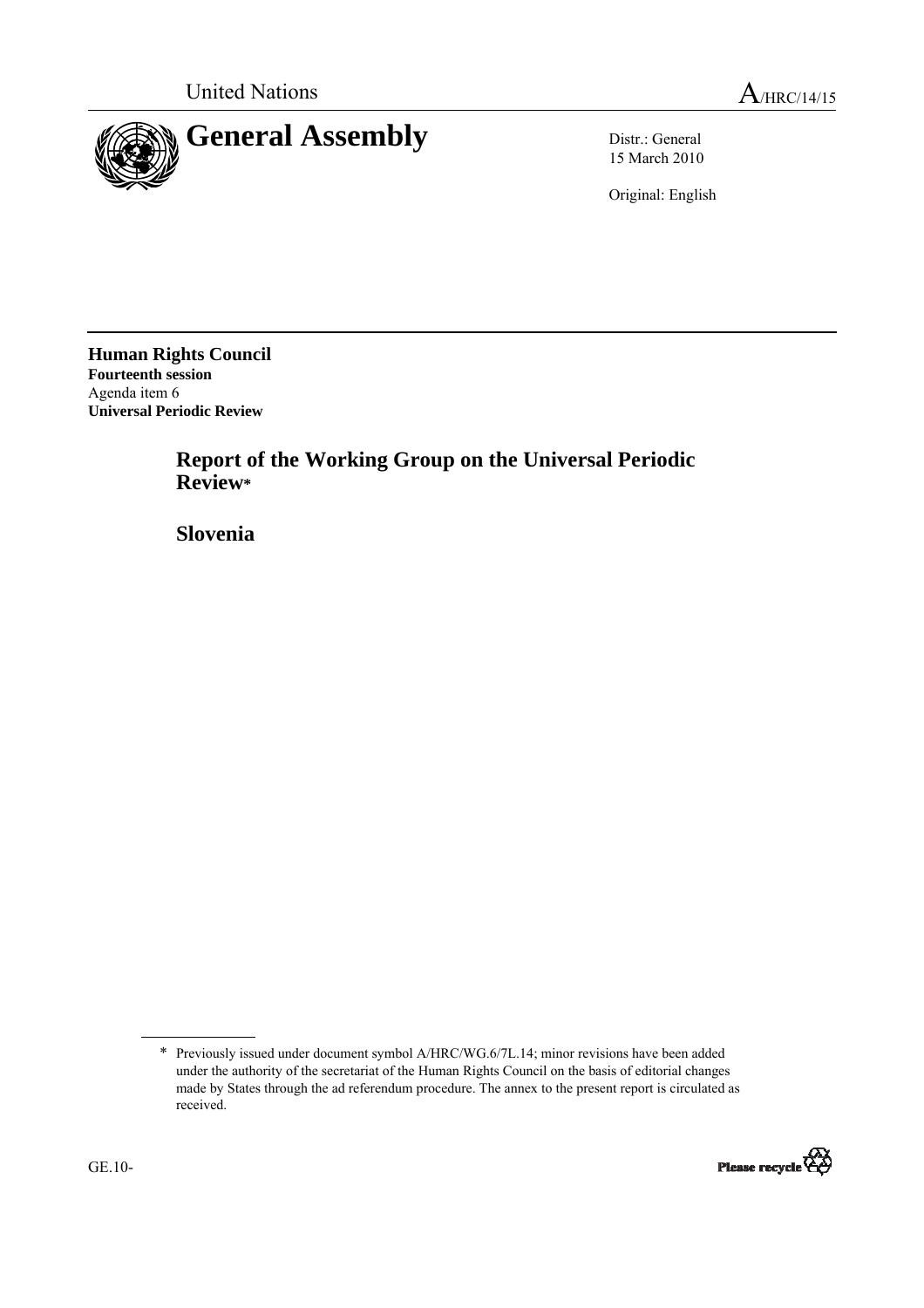United Nations

A/HRC/14/15

# General Assembly

Distr.: General
15 March 2010

Original: English

**Human Rights Council**
**Fourteenth session**
Agenda item 6
**Universal Periodic Review**

## Report of the Working Group on the Universal Periodic Review*

## Slovenia

\* Previously issued under document symbol A/HRC/WG.6/7L.14; minor revisions have been added under the authority of the secretariat of the Human Rights Council on the basis of editorial changes made by States through the ad referendum procedure. The annex to the present report is circulated as received.

GE.10-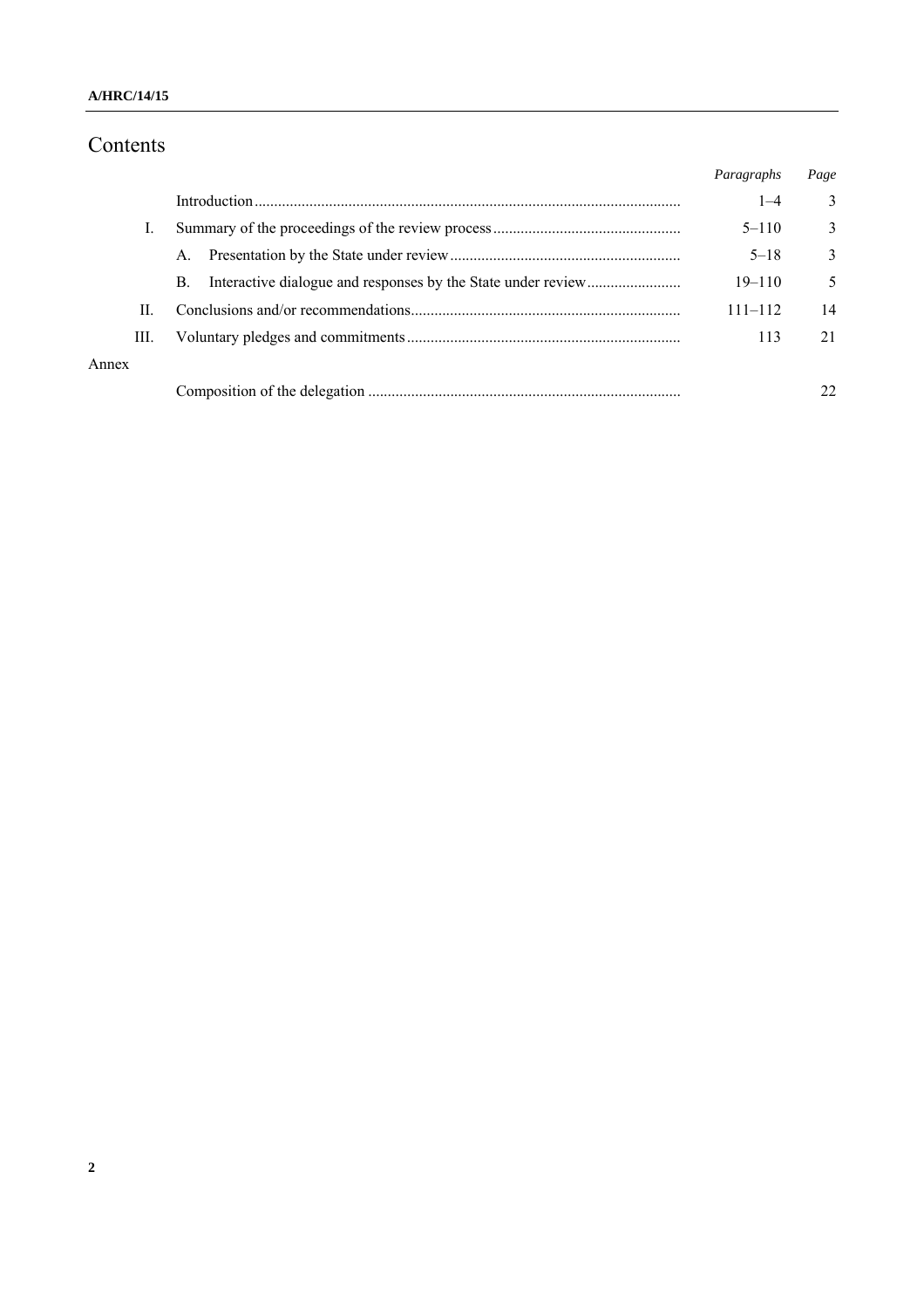# Contents

| | | *Paragraphs* | *Page* |
|---|---|---|---|
| | Introduction | 1–4 | 3 |
| I. | Summary of the proceedings of the review process | 5–110 | 3 |
| | A. Presentation by the State under review | 5–18 | 3 |
| | B. Interactive dialogue and responses by the State under review | 19–110 | 5 |
| II. | Conclusions and/or recommendations | 111–112 | 14 |
| III. | Voluntary pledges and commitments | 113 | 21 |
| Annex | | | |
| | Composition of the delegation | | 22 |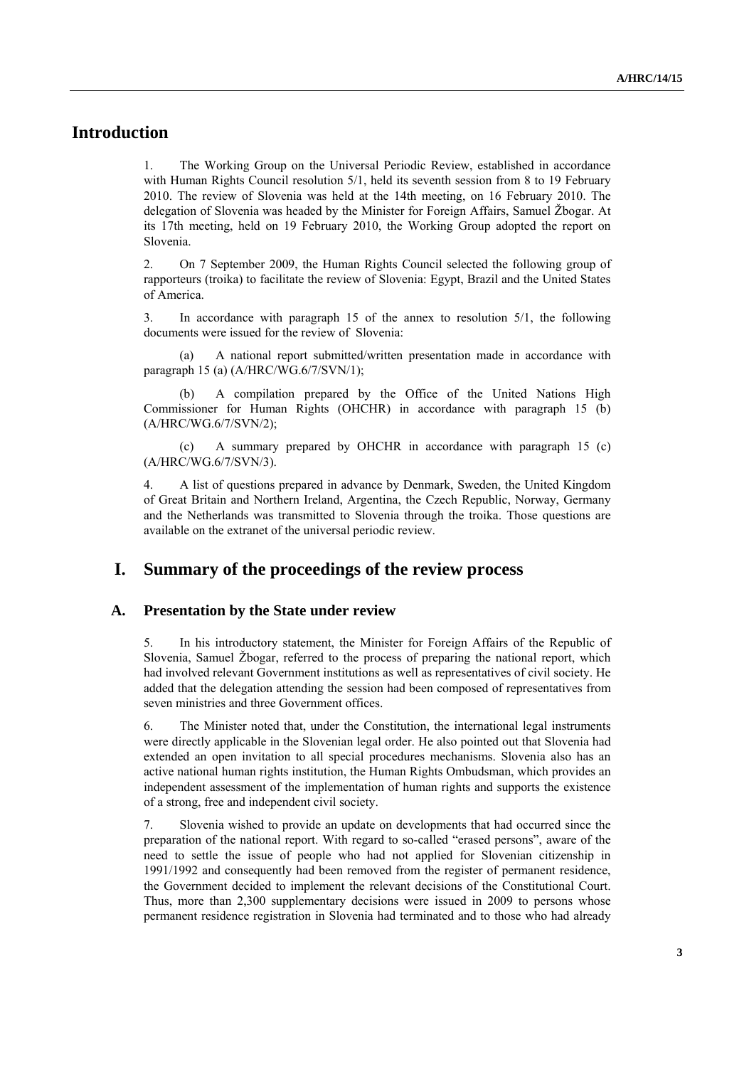# Introduction

1. The Working Group on the Universal Periodic Review, established in accordance with Human Rights Council resolution 5/1, held its seventh session from 8 to 19 February 2010. The review of Slovenia was held at the 14th meeting, on 16 February 2010. The delegation of Slovenia was headed by the Minister for Foreign Affairs, Samuel Žbogar. At its 17th meeting, held on 19 February 2010, the Working Group adopted the report on Slovenia.

2. On 7 September 2009, the Human Rights Council selected the following group of rapporteurs (troika) to facilitate the review of Slovenia: Egypt, Brazil and the United States of America.

3. In accordance with paragraph 15 of the annex to resolution 5/1, the following documents were issued for the review of Slovenia:

(a) A national report submitted/written presentation made in accordance with paragraph 15 (a) (A/HRC/WG.6/7/SVN/1);

(b) A compilation prepared by the Office of the United Nations High Commissioner for Human Rights (OHCHR) in accordance with paragraph 15 (b) (A/HRC/WG.6/7/SVN/2);

(c) A summary prepared by OHCHR in accordance with paragraph 15 (c) (A/HRC/WG.6/7/SVN/3).

4. A list of questions prepared in advance by Denmark, Sweden, the United Kingdom of Great Britain and Northern Ireland, Argentina, the Czech Republic, Norway, Germany and the Netherlands was transmitted to Slovenia through the troika. Those questions are available on the extranet of the universal periodic review.

# I. Summary of the proceedings of the review process

## A. Presentation by the State under review

5. In his introductory statement, the Minister for Foreign Affairs of the Republic of Slovenia, Samuel Žbogar, referred to the process of preparing the national report, which had involved relevant Government institutions as well as representatives of civil society. He added that the delegation attending the session had been composed of representatives from seven ministries and three Government offices.

6. The Minister noted that, under the Constitution, the international legal instruments were directly applicable in the Slovenian legal order. He also pointed out that Slovenia had extended an open invitation to all special procedures mechanisms. Slovenia also has an active national human rights institution, the Human Rights Ombudsman, which provides an independent assessment of the implementation of human rights and supports the existence of a strong, free and independent civil society.

7. Slovenia wished to provide an update on developments that had occurred since the preparation of the national report. With regard to so-called "erased persons", aware of the need to settle the issue of people who had not applied for Slovenian citizenship in 1991/1992 and consequently had been removed from the register of permanent residence, the Government decided to implement the relevant decisions of the Constitutional Court. Thus, more than 2,300 supplementary decisions were issued in 2009 to persons whose permanent residence registration in Slovenia had terminated and to those who had already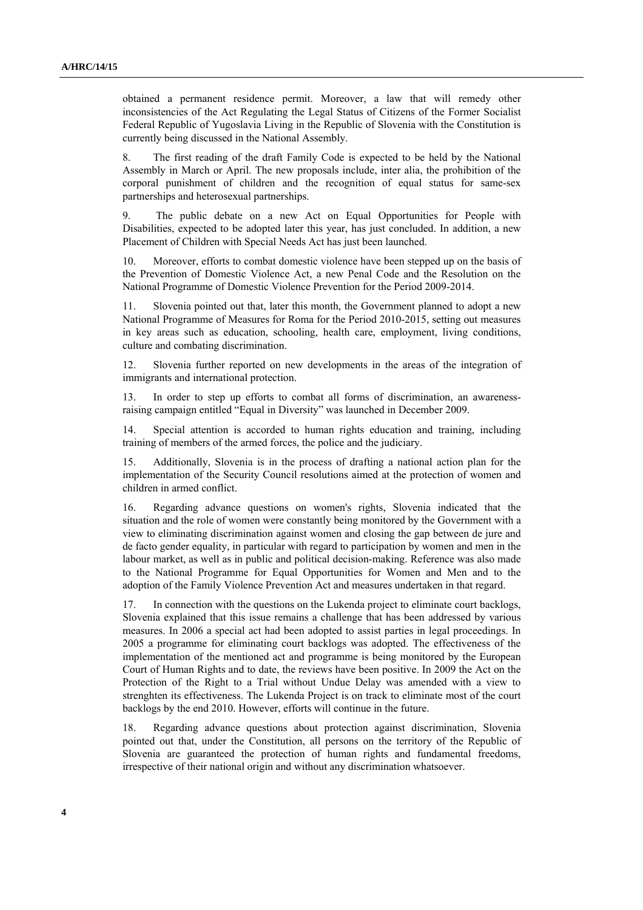obtained a permanent residence permit. Moreover, a law that will remedy other inconsistencies of the Act Regulating the Legal Status of Citizens of the Former Socialist Federal Republic of Yugoslavia Living in the Republic of Slovenia with the Constitution is currently being discussed in the National Assembly.

8. The first reading of the draft Family Code is expected to be held by the National Assembly in March or April. The new proposals include, inter alia, the prohibition of the corporal punishment of children and the recognition of equal status for same-sex partnerships and heterosexual partnerships.

9. The public debate on a new Act on Equal Opportunities for People with Disabilities, expected to be adopted later this year, has just concluded. In addition, a new Placement of Children with Special Needs Act has just been launched.

10. Moreover, efforts to combat domestic violence have been stepped up on the basis of the Prevention of Domestic Violence Act, a new Penal Code and the Resolution on the National Programme of Domestic Violence Prevention for the Period 2009-2014.

11. Slovenia pointed out that, later this month, the Government planned to adopt a new National Programme of Measures for Roma for the Period 2010-2015, setting out measures in key areas such as education, schooling, health care, employment, living conditions, culture and combating discrimination.

12. Slovenia further reported on new developments in the areas of the integration of immigrants and international protection.

13. In order to step up efforts to combat all forms of discrimination, an awareness-raising campaign entitled "Equal in Diversity" was launched in December 2009.

14. Special attention is accorded to human rights education and training, including training of members of the armed forces, the police and the judiciary.

15. Additionally, Slovenia is in the process of drafting a national action plan for the implementation of the Security Council resolutions aimed at the protection of women and children in armed conflict.

16. Regarding advance questions on women's rights, Slovenia indicated that the situation and the role of women were constantly being monitored by the Government with a view to eliminating discrimination against women and closing the gap between de jure and de facto gender equality, in particular with regard to participation by women and men in the labour market, as well as in public and political decision-making. Reference was also made to the National Programme for Equal Opportunities for Women and Men and to the adoption of the Family Violence Prevention Act and measures undertaken in that regard.

17. In connection with the questions on the Lukenda project to eliminate court backlogs, Slovenia explained that this issue remains a challenge that has been addressed by various measures. In 2006 a special act had been adopted to assist parties in legal proceedings. In 2005 a programme for eliminating court backlogs was adopted. The effectiveness of the implementation of the mentioned act and programme is being monitored by the European Court of Human Rights and to date, the reviews have been positive. In 2009 the Act on the Protection of the Right to a Trial without Undue Delay was amended with a view to strenghten its effectiveness. The Lukenda Project is on track to eliminate most of the court backlogs by the end 2010. However, efforts will continue in the future.

18. Regarding advance questions about protection against discrimination, Slovenia pointed out that, under the Constitution, all persons on the territory of the Republic of Slovenia are guaranteed the protection of human rights and fundamental freedoms, irrespective of their national origin and without any discrimination whatsoever.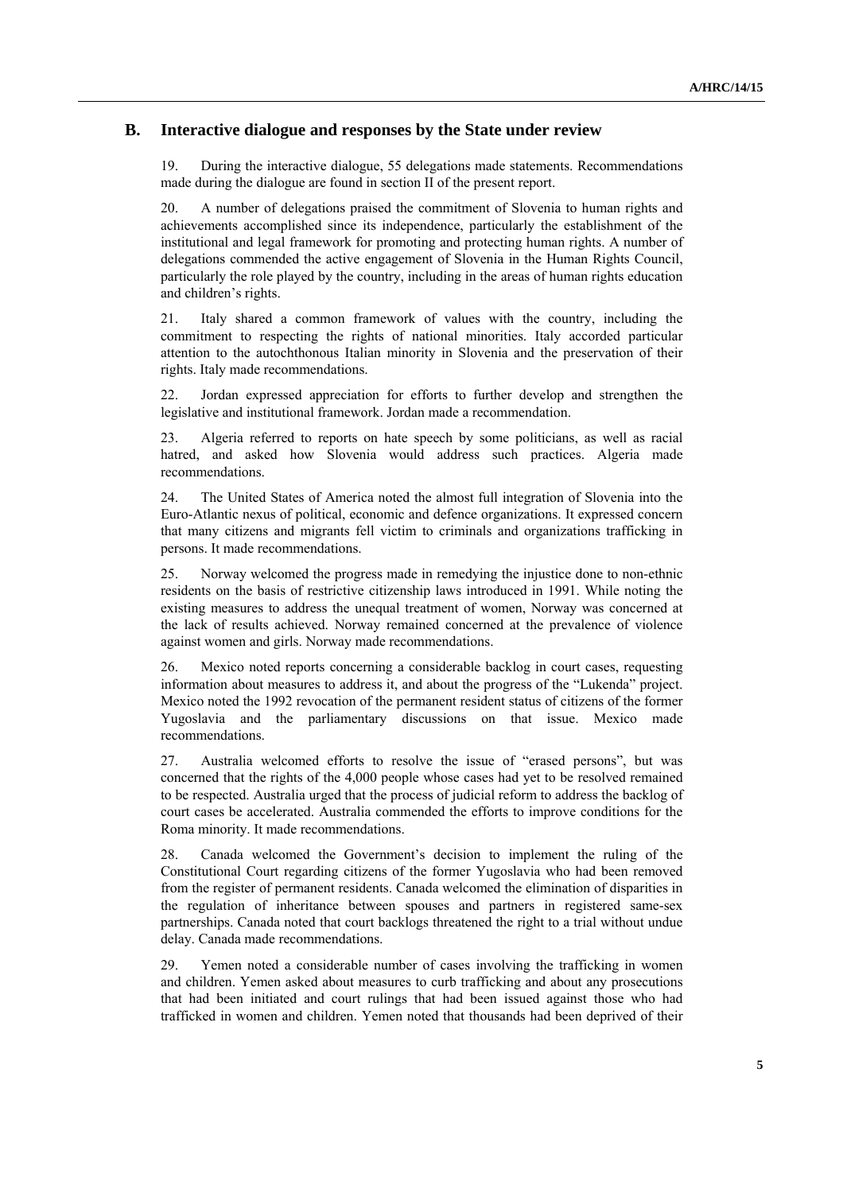## B. Interactive dialogue and responses by the State under review

19. During the interactive dialogue, 55 delegations made statements. Recommendations made during the dialogue are found in section II of the present report.

20. A number of delegations praised the commitment of Slovenia to human rights and achievements accomplished since its independence, particularly the establishment of the institutional and legal framework for promoting and protecting human rights. A number of delegations commended the active engagement of Slovenia in the Human Rights Council, particularly the role played by the country, including in the areas of human rights education and children's rights.

21. Italy shared a common framework of values with the country, including the commitment to respecting the rights of national minorities. Italy accorded particular attention to the autochthonous Italian minority in Slovenia and the preservation of their rights. Italy made recommendations.

22. Jordan expressed appreciation for efforts to further develop and strengthen the legislative and institutional framework. Jordan made a recommendation.

23. Algeria referred to reports on hate speech by some politicians, as well as racial hatred, and asked how Slovenia would address such practices. Algeria made recommendations.

24. The United States of America noted the almost full integration of Slovenia into the Euro-Atlantic nexus of political, economic and defence organizations. It expressed concern that many citizens and migrants fell victim to criminals and organizations trafficking in persons. It made recommendations.

25. Norway welcomed the progress made in remedying the injustice done to non-ethnic residents on the basis of restrictive citizenship laws introduced in 1991. While noting the existing measures to address the unequal treatment of women, Norway was concerned at the lack of results achieved. Norway remained concerned at the prevalence of violence against women and girls. Norway made recommendations.

26. Mexico noted reports concerning a considerable backlog in court cases, requesting information about measures to address it, and about the progress of the "Lukenda" project. Mexico noted the 1992 revocation of the permanent resident status of citizens of the former Yugoslavia and the parliamentary discussions on that issue. Mexico made recommendations.

27. Australia welcomed efforts to resolve the issue of "erased persons", but was concerned that the rights of the 4,000 people whose cases had yet to be resolved remained to be respected. Australia urged that the process of judicial reform to address the backlog of court cases be accelerated. Australia commended the efforts to improve conditions for the Roma minority. It made recommendations.

28. Canada welcomed the Government's decision to implement the ruling of the Constitutional Court regarding citizens of the former Yugoslavia who had been removed from the register of permanent residents. Canada welcomed the elimination of disparities in the regulation of inheritance between spouses and partners in registered same-sex partnerships. Canada noted that court backlogs threatened the right to a trial without undue delay. Canada made recommendations.

29. Yemen noted a considerable number of cases involving the trafficking in women and children. Yemen asked about measures to curb trafficking and about any prosecutions that had been initiated and court rulings that had been issued against those who had trafficked in women and children. Yemen noted that thousands had been deprived of their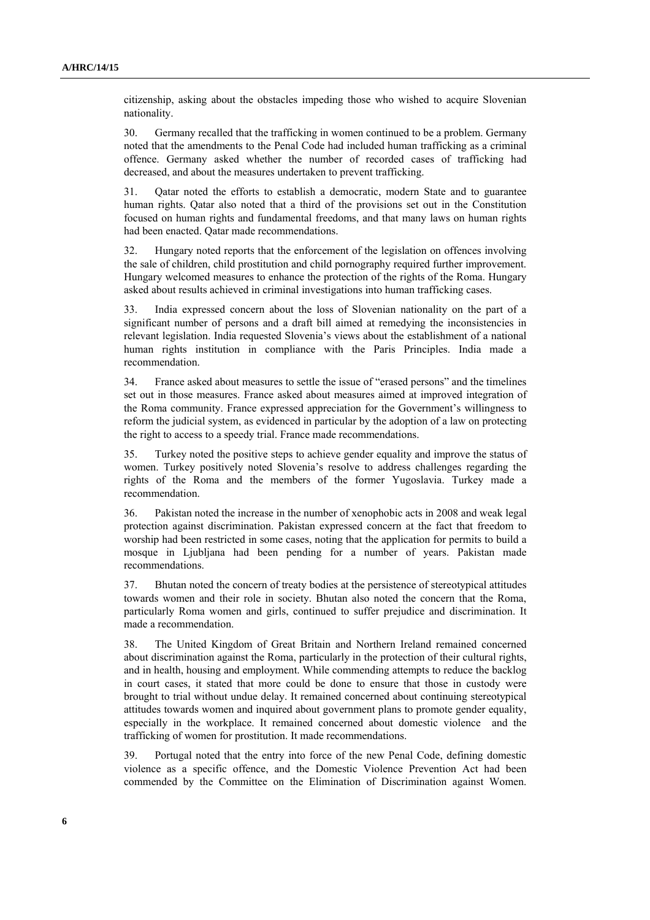citizenship, asking about the obstacles impeding those who wished to acquire Slovenian nationality.

30. Germany recalled that the trafficking in women continued to be a problem. Germany noted that the amendments to the Penal Code had included human trafficking as a criminal offence. Germany asked whether the number of recorded cases of trafficking had decreased, and about the measures undertaken to prevent trafficking.

31. Qatar noted the efforts to establish a democratic, modern State and to guarantee human rights. Qatar also noted that a third of the provisions set out in the Constitution focused on human rights and fundamental freedoms, and that many laws on human rights had been enacted. Qatar made recommendations.

32. Hungary noted reports that the enforcement of the legislation on offences involving the sale of children, child prostitution and child pornography required further improvement. Hungary welcomed measures to enhance the protection of the rights of the Roma. Hungary asked about results achieved in criminal investigations into human trafficking cases.

33. India expressed concern about the loss of Slovenian nationality on the part of a significant number of persons and a draft bill aimed at remedying the inconsistencies in relevant legislation. India requested Slovenia's views about the establishment of a national human rights institution in compliance with the Paris Principles. India made a recommendation.

34. France asked about measures to settle the issue of "erased persons" and the timelines set out in those measures. France asked about measures aimed at improved integration of the Roma community. France expressed appreciation for the Government's willingness to reform the judicial system, as evidenced in particular by the adoption of a law on protecting the right to access to a speedy trial. France made recommendations.

35. Turkey noted the positive steps to achieve gender equality and improve the status of women. Turkey positively noted Slovenia's resolve to address challenges regarding the rights of the Roma and the members of the former Yugoslavia. Turkey made a recommendation.

36. Pakistan noted the increase in the number of xenophobic acts in 2008 and weak legal protection against discrimination. Pakistan expressed concern at the fact that freedom to worship had been restricted in some cases, noting that the application for permits to build a mosque in Ljubljana had been pending for a number of years. Pakistan made recommendations.

37. Bhutan noted the concern of treaty bodies at the persistence of stereotypical attitudes towards women and their role in society. Bhutan also noted the concern that the Roma, particularly Roma women and girls, continued to suffer prejudice and discrimination. It made a recommendation.

38. The United Kingdom of Great Britain and Northern Ireland remained concerned about discrimination against the Roma, particularly in the protection of their cultural rights, and in health, housing and employment. While commending attempts to reduce the backlog in court cases, it stated that more could be done to ensure that those in custody were brought to trial without undue delay. It remained concerned about continuing stereotypical attitudes towards women and inquired about government plans to promote gender equality, especially in the workplace. It remained concerned about domestic violence and the trafficking of women for prostitution. It made recommendations.

39. Portugal noted that the entry into force of the new Penal Code, defining domestic violence as a specific offence, and the Domestic Violence Prevention Act had been commended by the Committee on the Elimination of Discrimination against Women.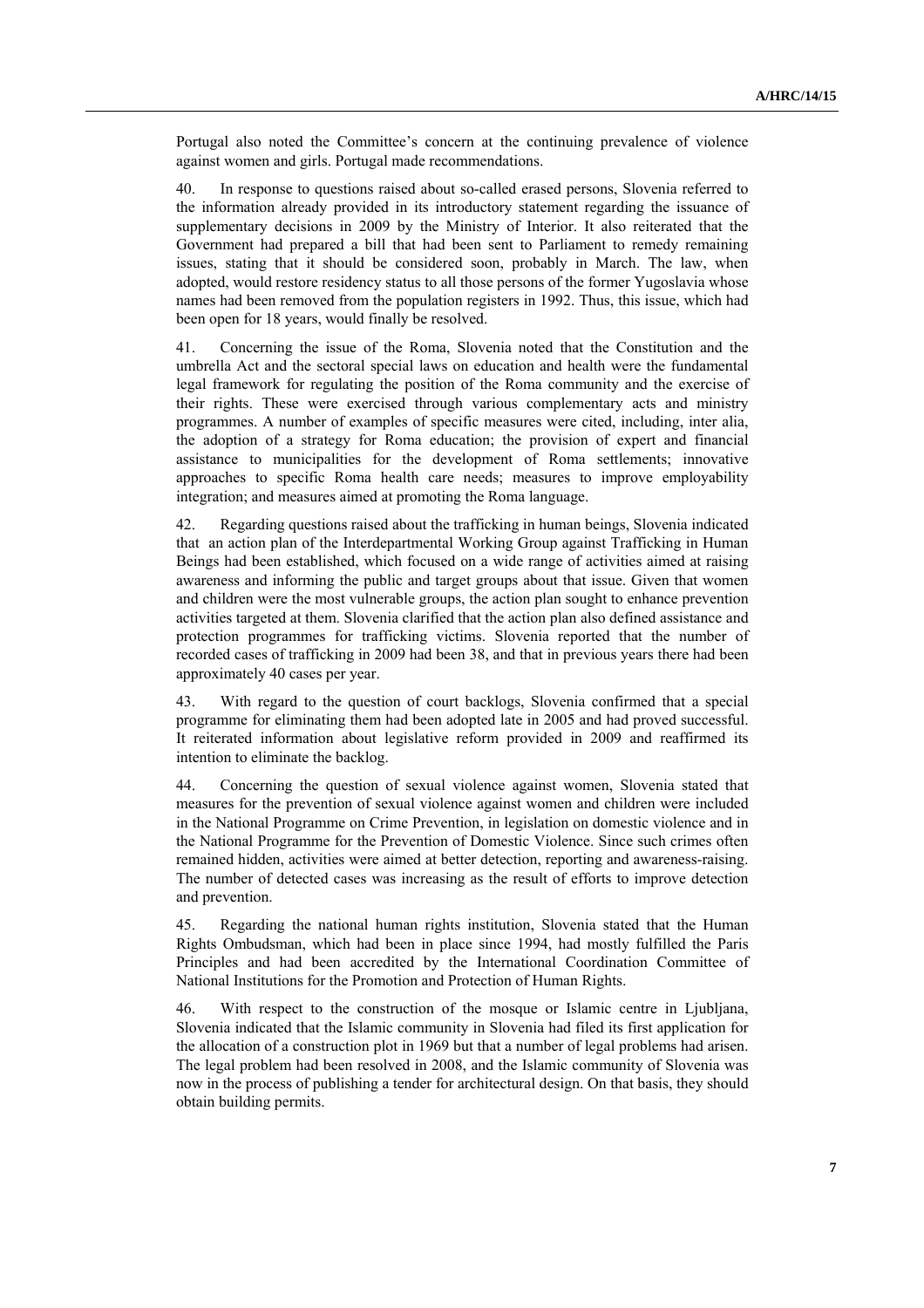Portugal also noted the Committee's concern at the continuing prevalence of violence against women and girls. Portugal made recommendations.

40. In response to questions raised about so-called erased persons, Slovenia referred to the information already provided in its introductory statement regarding the issuance of supplementary decisions in 2009 by the Ministry of Interior. It also reiterated that the Government had prepared a bill that had been sent to Parliament to remedy remaining issues, stating that it should be considered soon, probably in March. The law, when adopted, would restore residency status to all those persons of the former Yugoslavia whose names had been removed from the population registers in 1992. Thus, this issue, which had been open for 18 years, would finally be resolved.

41. Concerning the issue of the Roma, Slovenia noted that the Constitution and the umbrella Act and the sectoral special laws on education and health were the fundamental legal framework for regulating the position of the Roma community and the exercise of their rights. These were exercised through various complementary acts and ministry programmes. A number of examples of specific measures were cited, including, inter alia, the adoption of a strategy for Roma education; the provision of expert and financial assistance to municipalities for the development of Roma settlements; innovative approaches to specific Roma health care needs; measures to improve employability integration; and measures aimed at promoting the Roma language.

42. Regarding questions raised about the trafficking in human beings, Slovenia indicated that an action plan of the Interdepartmental Working Group against Trafficking in Human Beings had been established, which focused on a wide range of activities aimed at raising awareness and informing the public and target groups about that issue. Given that women and children were the most vulnerable groups, the action plan sought to enhance prevention activities targeted at them. Slovenia clarified that the action plan also defined assistance and protection programmes for trafficking victims. Slovenia reported that the number of recorded cases of trafficking in 2009 had been 38, and that in previous years there had been approximately 40 cases per year.

43. With regard to the question of court backlogs, Slovenia confirmed that a special programme for eliminating them had been adopted late in 2005 and had proved successful. It reiterated information about legislative reform provided in 2009 and reaffirmed its intention to eliminate the backlog.

44. Concerning the question of sexual violence against women, Slovenia stated that measures for the prevention of sexual violence against women and children were included in the National Programme on Crime Prevention, in legislation on domestic violence and in the National Programme for the Prevention of Domestic Violence. Since such crimes often remained hidden, activities were aimed at better detection, reporting and awareness-raising. The number of detected cases was increasing as the result of efforts to improve detection and prevention.

45. Regarding the national human rights institution, Slovenia stated that the Human Rights Ombudsman, which had been in place since 1994, had mostly fulfilled the Paris Principles and had been accredited by the International Coordination Committee of National Institutions for the Promotion and Protection of Human Rights.

46. With respect to the construction of the mosque or Islamic centre in Ljubljana, Slovenia indicated that the Islamic community in Slovenia had filed its first application for the allocation of a construction plot in 1969 but that a number of legal problems had arisen. The legal problem had been resolved in 2008, and the Islamic community of Slovenia was now in the process of publishing a tender for architectural design. On that basis, they should obtain building permits.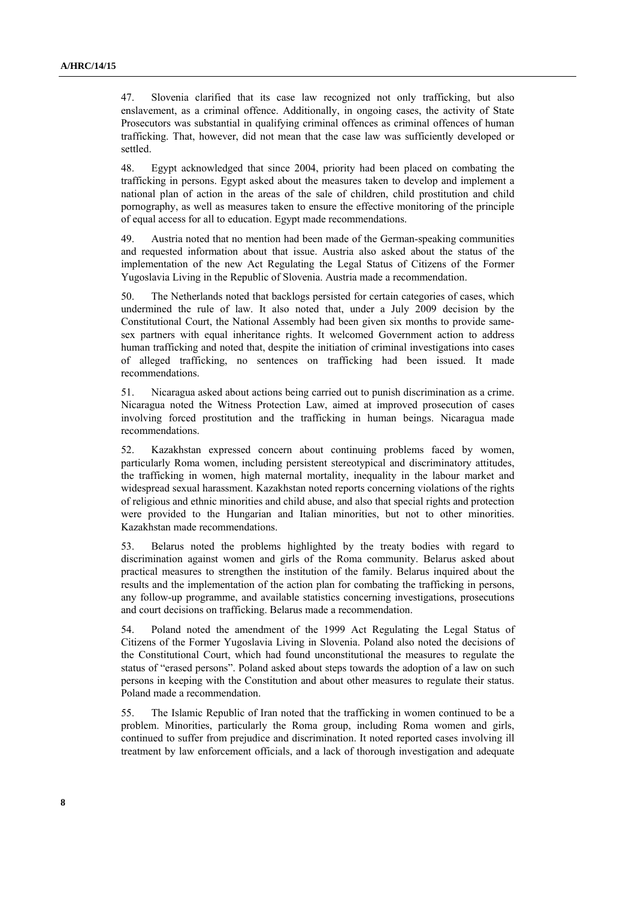47. Slovenia clarified that its case law recognized not only trafficking, but also enslavement, as a criminal offence. Additionally, in ongoing cases, the activity of State Prosecutors was substantial in qualifying criminal offences as criminal offences of human trafficking. That, however, did not mean that the case law was sufficiently developed or settled.

48. Egypt acknowledged that since 2004, priority had been placed on combating the trafficking in persons. Egypt asked about the measures taken to develop and implement a national plan of action in the areas of the sale of children, child prostitution and child pornography, as well as measures taken to ensure the effective monitoring of the principle of equal access for all to education. Egypt made recommendations.

49. Austria noted that no mention had been made of the German-speaking communities and requested information about that issue. Austria also asked about the status of the implementation of the new Act Regulating the Legal Status of Citizens of the Former Yugoslavia Living in the Republic of Slovenia. Austria made a recommendation.

50. The Netherlands noted that backlogs persisted for certain categories of cases, which undermined the rule of law. It also noted that, under a July 2009 decision by the Constitutional Court, the National Assembly had been given six months to provide same-sex partners with equal inheritance rights. It welcomed Government action to address human trafficking and noted that, despite the initiation of criminal investigations into cases of alleged trafficking, no sentences on trafficking had been issued. It made recommendations.

51. Nicaragua asked about actions being carried out to punish discrimination as a crime. Nicaragua noted the Witness Protection Law, aimed at improved prosecution of cases involving forced prostitution and the trafficking in human beings. Nicaragua made recommendations.

52. Kazakhstan expressed concern about continuing problems faced by women, particularly Roma women, including persistent stereotypical and discriminatory attitudes, the trafficking in women, high maternal mortality, inequality in the labour market and widespread sexual harassment. Kazakhstan noted reports concerning violations of the rights of religious and ethnic minorities and child abuse, and also that special rights and protection were provided to the Hungarian and Italian minorities, but not to other minorities. Kazakhstan made recommendations.

53. Belarus noted the problems highlighted by the treaty bodies with regard to discrimination against women and girls of the Roma community. Belarus asked about practical measures to strengthen the institution of the family. Belarus inquired about the results and the implementation of the action plan for combating the trafficking in persons, any follow-up programme, and available statistics concerning investigations, prosecutions and court decisions on trafficking. Belarus made a recommendation.

54. Poland noted the amendment of the 1999 Act Regulating the Legal Status of Citizens of the Former Yugoslavia Living in Slovenia. Poland also noted the decisions of the Constitutional Court, which had found unconstitutional the measures to regulate the status of "erased persons". Poland asked about steps towards the adoption of a law on such persons in keeping with the Constitution and about other measures to regulate their status. Poland made a recommendation.

55. The Islamic Republic of Iran noted that the trafficking in women continued to be a problem. Minorities, particularly the Roma group, including Roma women and girls, continued to suffer from prejudice and discrimination. It noted reported cases involving ill treatment by law enforcement officials, and a lack of thorough investigation and adequate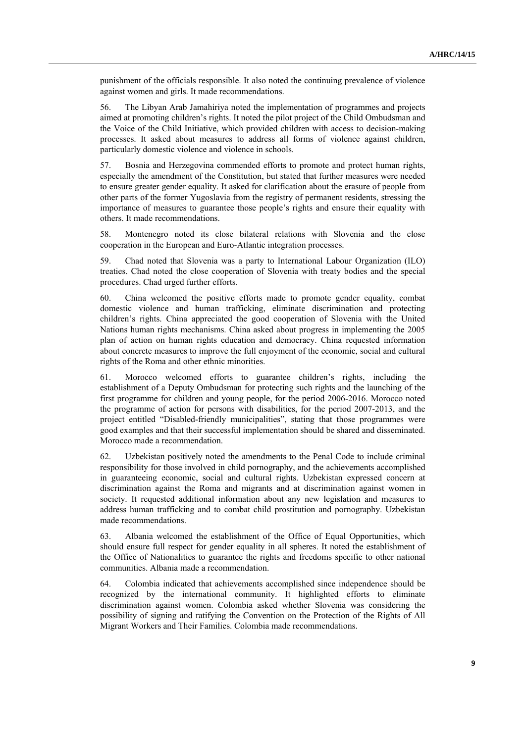punishment of the officials responsible. It also noted the continuing prevalence of violence against women and girls. It made recommendations.

56. The Libyan Arab Jamahiriya noted the implementation of programmes and projects aimed at promoting children's rights. It noted the pilot project of the Child Ombudsman and the Voice of the Child Initiative, which provided children with access to decision-making processes. It asked about measures to address all forms of violence against children, particularly domestic violence and violence in schools.

57. Bosnia and Herzegovina commended efforts to promote and protect human rights, especially the amendment of the Constitution, but stated that further measures were needed to ensure greater gender equality. It asked for clarification about the erasure of people from other parts of the former Yugoslavia from the registry of permanent residents, stressing the importance of measures to guarantee those people's rights and ensure their equality with others. It made recommendations.

58. Montenegro noted its close bilateral relations with Slovenia and the close cooperation in the European and Euro-Atlantic integration processes.

59. Chad noted that Slovenia was a party to International Labour Organization (ILO) treaties. Chad noted the close cooperation of Slovenia with treaty bodies and the special procedures. Chad urged further efforts.

60. China welcomed the positive efforts made to promote gender equality, combat domestic violence and human trafficking, eliminate discrimination and protecting children's rights. China appreciated the good cooperation of Slovenia with the United Nations human rights mechanisms. China asked about progress in implementing the 2005 plan of action on human rights education and democracy. China requested information about concrete measures to improve the full enjoyment of the economic, social and cultural rights of the Roma and other ethnic minorities.

61. Morocco welcomed efforts to guarantee children's rights, including the establishment of a Deputy Ombudsman for protecting such rights and the launching of the first programme for children and young people, for the period 2006-2016. Morocco noted the programme of action for persons with disabilities, for the period 2007-2013, and the project entitled "Disabled-friendly municipalities", stating that those programmes were good examples and that their successful implementation should be shared and disseminated. Morocco made a recommendation.

62. Uzbekistan positively noted the amendments to the Penal Code to include criminal responsibility for those involved in child pornography, and the achievements accomplished in guaranteeing economic, social and cultural rights. Uzbekistan expressed concern at discrimination against the Roma and migrants and at discrimination against women in society. It requested additional information about any new legislation and measures to address human trafficking and to combat child prostitution and pornography. Uzbekistan made recommendations.

63. Albania welcomed the establishment of the Office of Equal Opportunities, which should ensure full respect for gender equality in all spheres. It noted the establishment of the Office of Nationalities to guarantee the rights and freedoms specific to other national communities. Albania made a recommendation.

64. Colombia indicated that achievements accomplished since independence should be recognized by the international community. It highlighted efforts to eliminate discrimination against women. Colombia asked whether Slovenia was considering the possibility of signing and ratifying the Convention on the Protection of the Rights of All Migrant Workers and Their Families. Colombia made recommendations.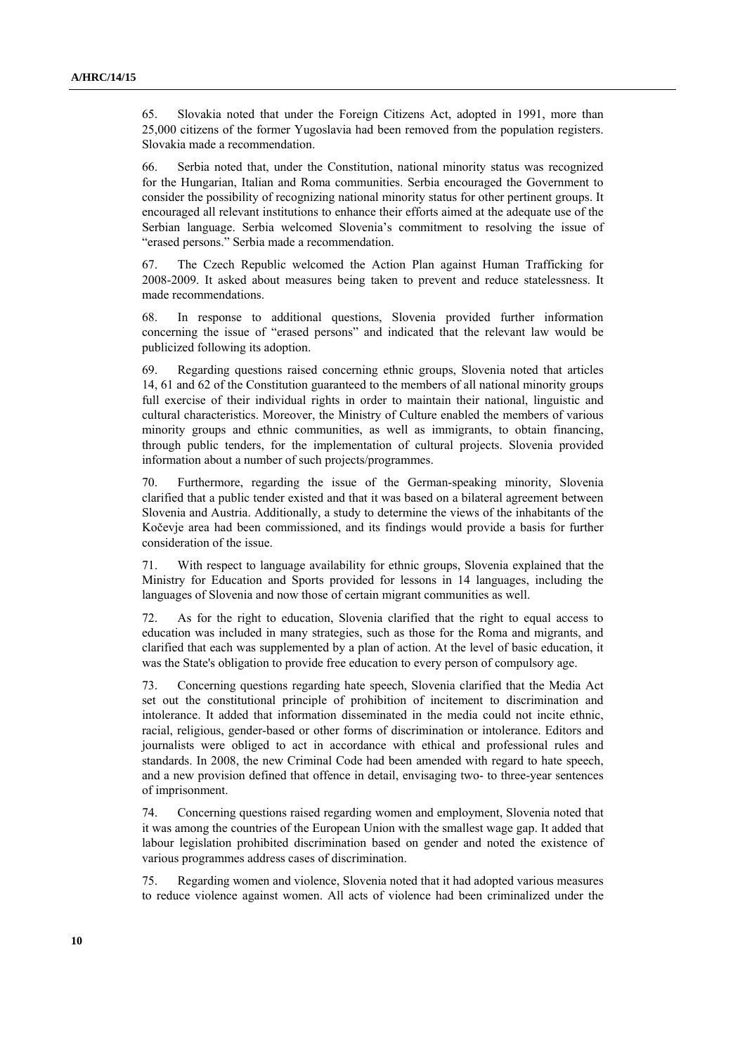65. Slovakia noted that under the Foreign Citizens Act, adopted in 1991, more than 25,000 citizens of the former Yugoslavia had been removed from the population registers. Slovakia made a recommendation.

66. Serbia noted that, under the Constitution, national minority status was recognized for the Hungarian, Italian and Roma communities. Serbia encouraged the Government to consider the possibility of recognizing national minority status for other pertinent groups. It encouraged all relevant institutions to enhance their efforts aimed at the adequate use of the Serbian language. Serbia welcomed Slovenia's commitment to resolving the issue of "erased persons." Serbia made a recommendation.

67. The Czech Republic welcomed the Action Plan against Human Trafficking for 2008-2009. It asked about measures being taken to prevent and reduce statelessness. It made recommendations.

68. In response to additional questions, Slovenia provided further information concerning the issue of "erased persons" and indicated that the relevant law would be publicized following its adoption.

69. Regarding questions raised concerning ethnic groups, Slovenia noted that articles 14, 61 and 62 of the Constitution guaranteed to the members of all national minority groups full exercise of their individual rights in order to maintain their national, linguistic and cultural characteristics. Moreover, the Ministry of Culture enabled the members of various minority groups and ethnic communities, as well as immigrants, to obtain financing, through public tenders, for the implementation of cultural projects. Slovenia provided information about a number of such projects/programmes.

70. Furthermore, regarding the issue of the German-speaking minority, Slovenia clarified that a public tender existed and that it was based on a bilateral agreement between Slovenia and Austria. Additionally, a study to determine the views of the inhabitants of the Kočevje area had been commissioned, and its findings would provide a basis for further consideration of the issue.

71. With respect to language availability for ethnic groups, Slovenia explained that the Ministry for Education and Sports provided for lessons in 14 languages, including the languages of Slovenia and now those of certain migrant communities as well.

72. As for the right to education, Slovenia clarified that the right to equal access to education was included in many strategies, such as those for the Roma and migrants, and clarified that each was supplemented by a plan of action. At the level of basic education, it was the State's obligation to provide free education to every person of compulsory age.

73. Concerning questions regarding hate speech, Slovenia clarified that the Media Act set out the constitutional principle of prohibition of incitement to discrimination and intolerance. It added that information disseminated in the media could not incite ethnic, racial, religious, gender-based or other forms of discrimination or intolerance. Editors and journalists were obliged to act in accordance with ethical and professional rules and standards. In 2008, the new Criminal Code had been amended with regard to hate speech, and a new provision defined that offence in detail, envisaging two- to three-year sentences of imprisonment.

74. Concerning questions raised regarding women and employment, Slovenia noted that it was among the countries of the European Union with the smallest wage gap. It added that labour legislation prohibited discrimination based on gender and noted the existence of various programmes address cases of discrimination.

75. Regarding women and violence, Slovenia noted that it had adopted various measures to reduce violence against women. All acts of violence had been criminalized under the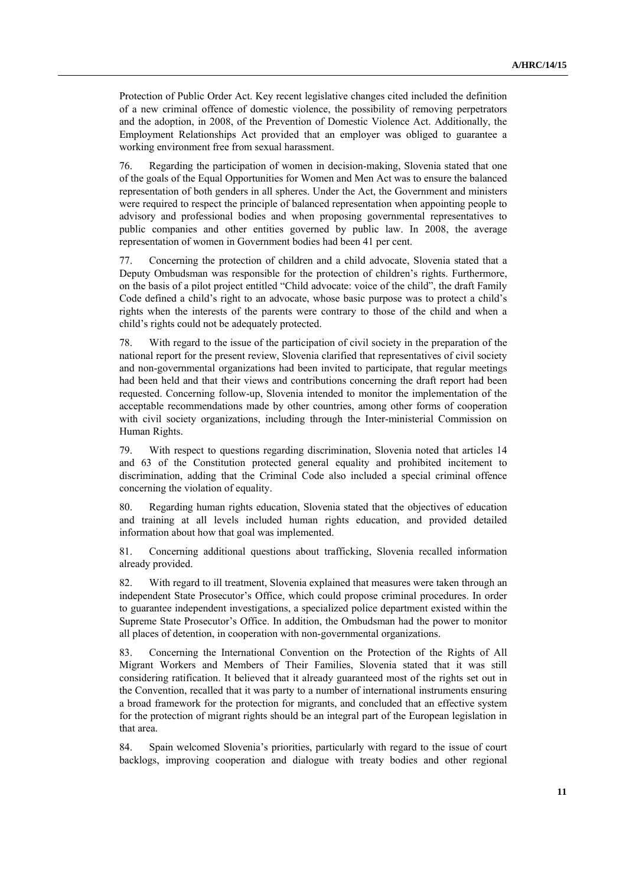Protection of Public Order Act. Key recent legislative changes cited included the definition of a new criminal offence of domestic violence, the possibility of removing perpetrators and the adoption, in 2008, of the Prevention of Domestic Violence Act. Additionally, the Employment Relationships Act provided that an employer was obliged to guarantee a working environment free from sexual harassment.

76. Regarding the participation of women in decision-making, Slovenia stated that one of the goals of the Equal Opportunities for Women and Men Act was to ensure the balanced representation of both genders in all spheres. Under the Act, the Government and ministers were required to respect the principle of balanced representation when appointing people to advisory and professional bodies and when proposing governmental representatives to public companies and other entities governed by public law. In 2008, the average representation of women in Government bodies had been 41 per cent.

77. Concerning the protection of children and a child advocate, Slovenia stated that a Deputy Ombudsman was responsible for the protection of children's rights. Furthermore, on the basis of a pilot project entitled "Child advocate: voice of the child", the draft Family Code defined a child's right to an advocate, whose basic purpose was to protect a child's rights when the interests of the parents were contrary to those of the child and when a child's rights could not be adequately protected.

78. With regard to the issue of the participation of civil society in the preparation of the national report for the present review, Slovenia clarified that representatives of civil society and non-governmental organizations had been invited to participate, that regular meetings had been held and that their views and contributions concerning the draft report had been requested. Concerning follow-up, Slovenia intended to monitor the implementation of the acceptable recommendations made by other countries, among other forms of cooperation with civil society organizations, including through the Inter-ministerial Commission on Human Rights.

79. With respect to questions regarding discrimination, Slovenia noted that articles 14 and 63 of the Constitution protected general equality and prohibited incitement to discrimination, adding that the Criminal Code also included a special criminal offence concerning the violation of equality.

80. Regarding human rights education, Slovenia stated that the objectives of education and training at all levels included human rights education, and provided detailed information about how that goal was implemented.

81. Concerning additional questions about trafficking, Slovenia recalled information already provided.

82. With regard to ill treatment, Slovenia explained that measures were taken through an independent State Prosecutor's Office, which could propose criminal procedures. In order to guarantee independent investigations, a specialized police department existed within the Supreme State Prosecutor's Office. In addition, the Ombudsman had the power to monitor all places of detention, in cooperation with non-governmental organizations.

83. Concerning the International Convention on the Protection of the Rights of All Migrant Workers and Members of Their Families, Slovenia stated that it was still considering ratification. It believed that it already guaranteed most of the rights set out in the Convention, recalled that it was party to a number of international instruments ensuring a broad framework for the protection for migrants, and concluded that an effective system for the protection of migrant rights should be an integral part of the European legislation in that area.

84. Spain welcomed Slovenia's priorities, particularly with regard to the issue of court backlogs, improving cooperation and dialogue with treaty bodies and other regional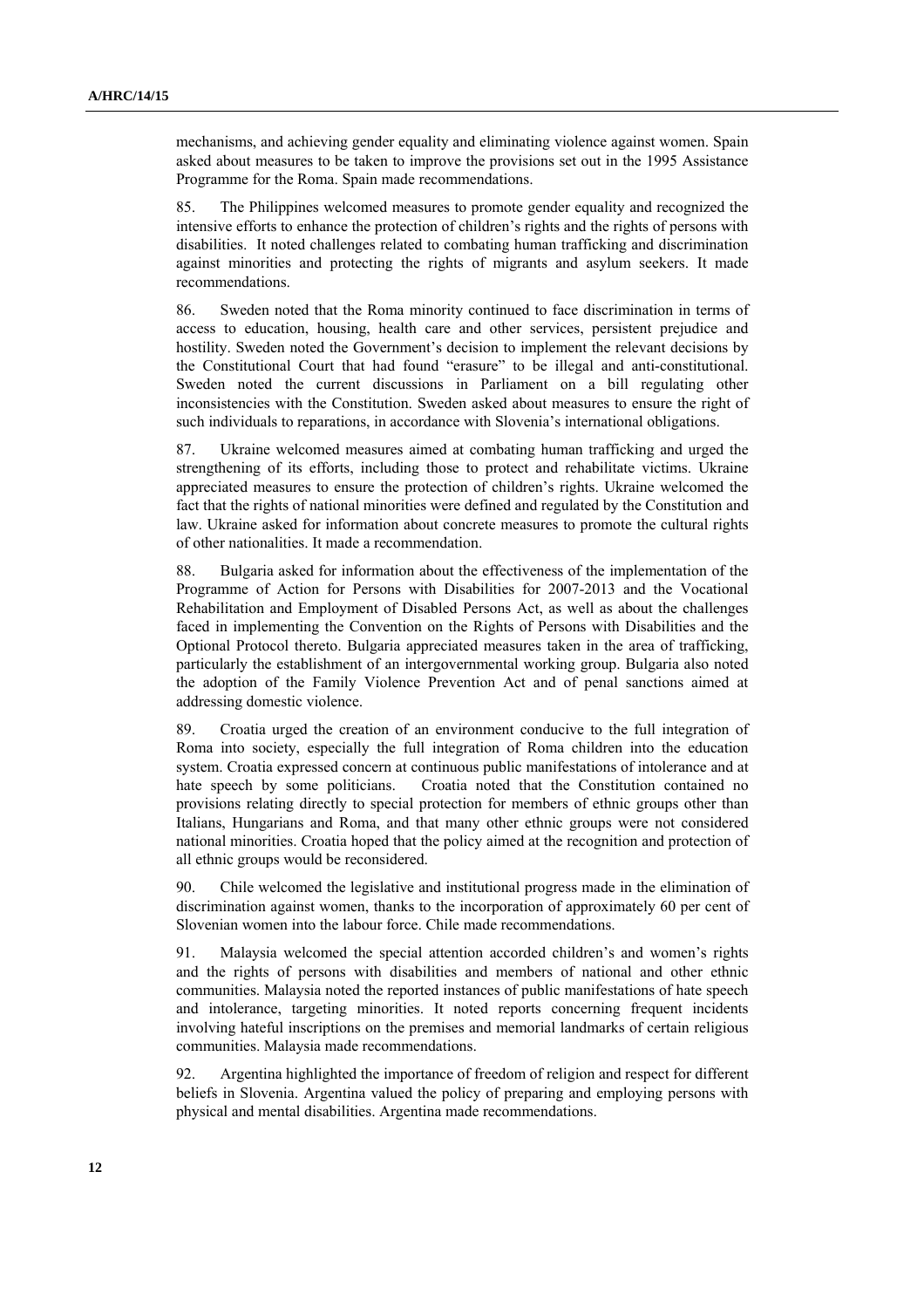mechanisms, and achieving gender equality and eliminating violence against women. Spain asked about measures to be taken to improve the provisions set out in the 1995 Assistance Programme for the Roma. Spain made recommendations.

85. The Philippines welcomed measures to promote gender equality and recognized the intensive efforts to enhance the protection of children's rights and the rights of persons with disabilities. It noted challenges related to combating human trafficking and discrimination against minorities and protecting the rights of migrants and asylum seekers. It made recommendations.

86. Sweden noted that the Roma minority continued to face discrimination in terms of access to education, housing, health care and other services, persistent prejudice and hostility. Sweden noted the Government's decision to implement the relevant decisions by the Constitutional Court that had found "erasure" to be illegal and anti-constitutional. Sweden noted the current discussions in Parliament on a bill regulating other inconsistencies with the Constitution. Sweden asked about measures to ensure the right of such individuals to reparations, in accordance with Slovenia's international obligations.

87. Ukraine welcomed measures aimed at combating human trafficking and urged the strengthening of its efforts, including those to protect and rehabilitate victims. Ukraine appreciated measures to ensure the protection of children's rights. Ukraine welcomed the fact that the rights of national minorities were defined and regulated by the Constitution and law. Ukraine asked for information about concrete measures to promote the cultural rights of other nationalities. It made a recommendation.

88. Bulgaria asked for information about the effectiveness of the implementation of the Programme of Action for Persons with Disabilities for 2007-2013 and the Vocational Rehabilitation and Employment of Disabled Persons Act, as well as about the challenges faced in implementing the Convention on the Rights of Persons with Disabilities and the Optional Protocol thereto. Bulgaria appreciated measures taken in the area of trafficking, particularly the establishment of an intergovernmental working group. Bulgaria also noted the adoption of the Family Violence Prevention Act and of penal sanctions aimed at addressing domestic violence.

89. Croatia urged the creation of an environment conducive to the full integration of Roma into society, especially the full integration of Roma children into the education system. Croatia expressed concern at continuous public manifestations of intolerance and at hate speech by some politicians. Croatia noted that the Constitution contained no provisions relating directly to special protection for members of ethnic groups other than Italians, Hungarians and Roma, and that many other ethnic groups were not considered national minorities. Croatia hoped that the policy aimed at the recognition and protection of all ethnic groups would be reconsidered.

90. Chile welcomed the legislative and institutional progress made in the elimination of discrimination against women, thanks to the incorporation of approximately 60 per cent of Slovenian women into the labour force. Chile made recommendations.

91. Malaysia welcomed the special attention accorded children's and women's rights and the rights of persons with disabilities and members of national and other ethnic communities. Malaysia noted the reported instances of public manifestations of hate speech and intolerance, targeting minorities. It noted reports concerning frequent incidents involving hateful inscriptions on the premises and memorial landmarks of certain religious communities. Malaysia made recommendations.

92. Argentina highlighted the importance of freedom of religion and respect for different beliefs in Slovenia. Argentina valued the policy of preparing and employing persons with physical and mental disabilities. Argentina made recommendations.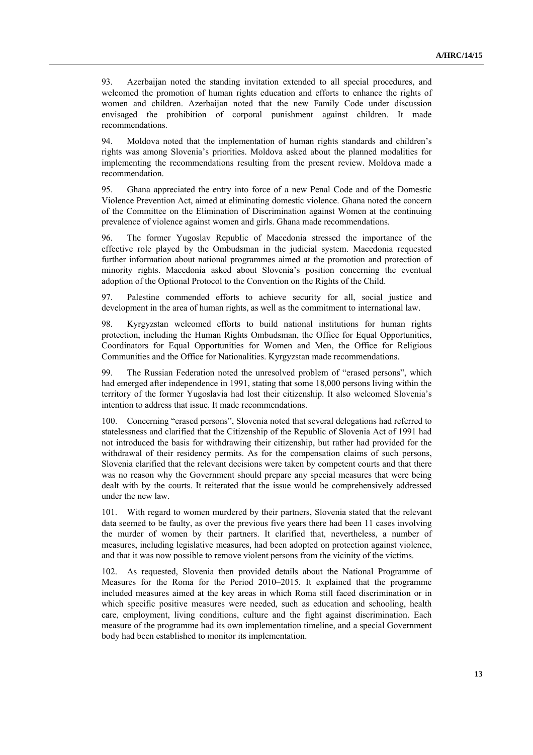93. Azerbaijan noted the standing invitation extended to all special procedures, and welcomed the promotion of human rights education and efforts to enhance the rights of women and children. Azerbaijan noted that the new Family Code under discussion envisaged the prohibition of corporal punishment against children. It made recommendations.

94. Moldova noted that the implementation of human rights standards and children's rights was among Slovenia's priorities. Moldova asked about the planned modalities for implementing the recommendations resulting from the present review. Moldova made a recommendation.

95. Ghana appreciated the entry into force of a new Penal Code and of the Domestic Violence Prevention Act, aimed at eliminating domestic violence. Ghana noted the concern of the Committee on the Elimination of Discrimination against Women at the continuing prevalence of violence against women and girls. Ghana made recommendations.

96. The former Yugoslav Republic of Macedonia stressed the importance of the effective role played by the Ombudsman in the judicial system. Macedonia requested further information about national programmes aimed at the promotion and protection of minority rights. Macedonia asked about Slovenia's position concerning the eventual adoption of the Optional Protocol to the Convention on the Rights of the Child.

97. Palestine commended efforts to achieve security for all, social justice and development in the area of human rights, as well as the commitment to international law.

98. Kyrgyzstan welcomed efforts to build national institutions for human rights protection, including the Human Rights Ombudsman, the Office for Equal Opportunities, Coordinators for Equal Opportunities for Women and Men, the Office for Religious Communities and the Office for Nationalities. Kyrgyzstan made recommendations.

99. The Russian Federation noted the unresolved problem of "erased persons", which had emerged after independence in 1991, stating that some 18,000 persons living within the territory of the former Yugoslavia had lost their citizenship. It also welcomed Slovenia's intention to address that issue. It made recommendations.

100. Concerning "erased persons", Slovenia noted that several delegations had referred to statelessness and clarified that the Citizenship of the Republic of Slovenia Act of 1991 had not introduced the basis for withdrawing their citizenship, but rather had provided for the withdrawal of their residency permits. As for the compensation claims of such persons, Slovenia clarified that the relevant decisions were taken by competent courts and that there was no reason why the Government should prepare any special measures that were being dealt with by the courts. It reiterated that the issue would be comprehensively addressed under the new law.

101. With regard to women murdered by their partners, Slovenia stated that the relevant data seemed to be faulty, as over the previous five years there had been 11 cases involving the murder of women by their partners. It clarified that, nevertheless, a number of measures, including legislative measures, had been adopted on protection against violence, and that it was now possible to remove violent persons from the vicinity of the victims.

102. As requested, Slovenia then provided details about the National Programme of Measures for the Roma for the Period 2010–2015. It explained that the programme included measures aimed at the key areas in which Roma still faced discrimination or in which specific positive measures were needed, such as education and schooling, health care, employment, living conditions, culture and the fight against discrimination. Each measure of the programme had its own implementation timeline, and a special Government body had been established to monitor its implementation.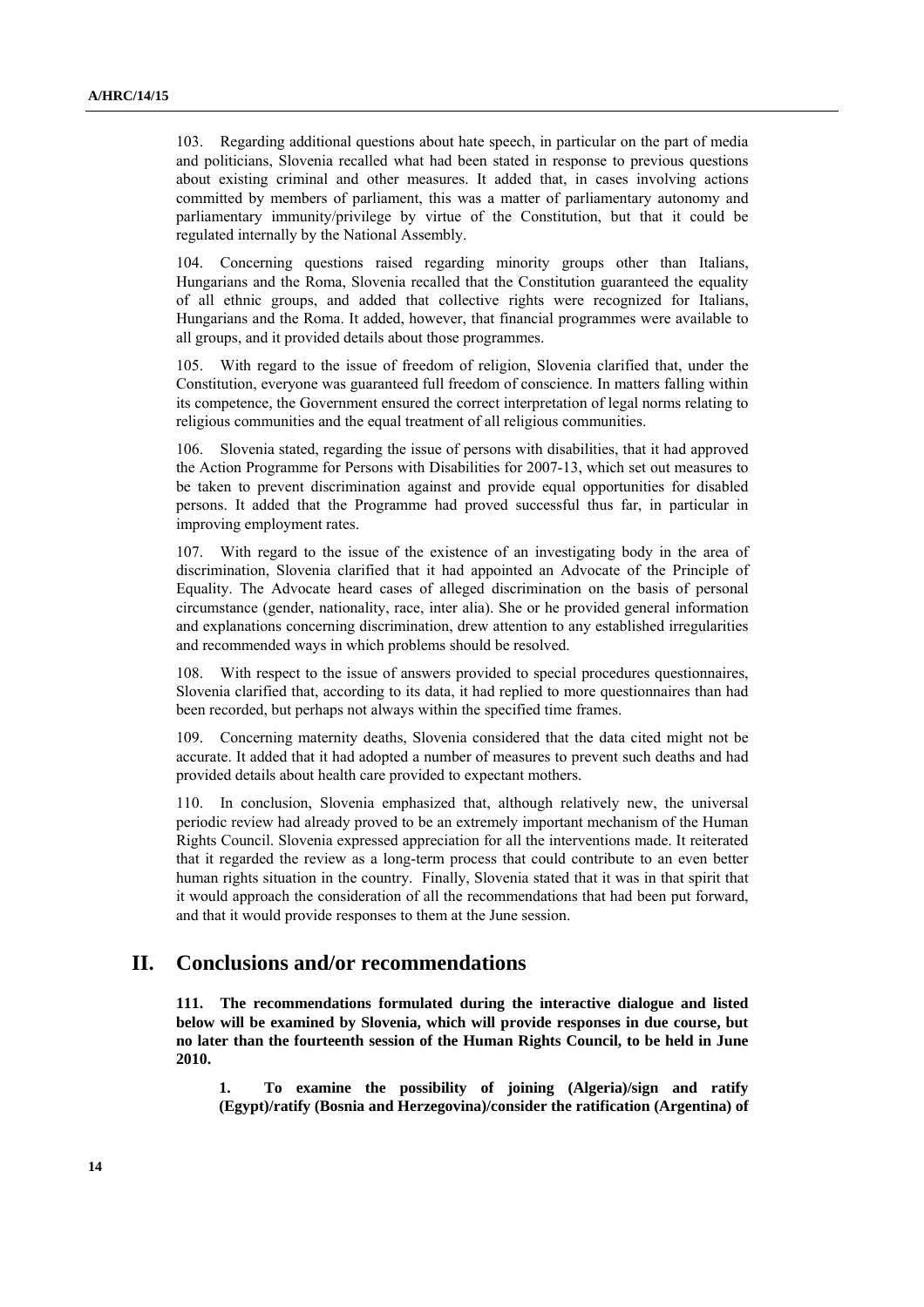103. Regarding additional questions about hate speech, in particular on the part of media and politicians, Slovenia recalled what had been stated in response to previous questions about existing criminal and other measures. It added that, in cases involving actions committed by members of parliament, this was a matter of parliamentary autonomy and parliamentary immunity/privilege by virtue of the Constitution, but that it could be regulated internally by the National Assembly.

104. Concerning questions raised regarding minority groups other than Italians, Hungarians and the Roma, Slovenia recalled that the Constitution guaranteed the equality of all ethnic groups, and added that collective rights were recognized for Italians, Hungarians and the Roma. It added, however, that financial programmes were available to all groups, and it provided details about those programmes.

105. With regard to the issue of freedom of religion, Slovenia clarified that, under the Constitution, everyone was guaranteed full freedom of conscience. In matters falling within its competence, the Government ensured the correct interpretation of legal norms relating to religious communities and the equal treatment of all religious communities.

106. Slovenia stated, regarding the issue of persons with disabilities, that it had approved the Action Programme for Persons with Disabilities for 2007-13, which set out measures to be taken to prevent discrimination against and provide equal opportunities for disabled persons. It added that the Programme had proved successful thus far, in particular in improving employment rates.

107. With regard to the issue of the existence of an investigating body in the area of discrimination, Slovenia clarified that it had appointed an Advocate of the Principle of Equality. The Advocate heard cases of alleged discrimination on the basis of personal circumstance (gender, nationality, race, inter alia). She or he provided general information and explanations concerning discrimination, drew attention to any established irregularities and recommended ways in which problems should be resolved.

108. With respect to the issue of answers provided to special procedures questionnaires, Slovenia clarified that, according to its data, it had replied to more questionnaires than had been recorded, but perhaps not always within the specified time frames.

109. Concerning maternity deaths, Slovenia considered that the data cited might not be accurate. It added that it had adopted a number of measures to prevent such deaths and had provided details about health care provided to expectant mothers.

110. In conclusion, Slovenia emphasized that, although relatively new, the universal periodic review had already proved to be an extremely important mechanism of the Human Rights Council. Slovenia expressed appreciation for all the interventions made. It reiterated that it regarded the review as a long-term process that could contribute to an even better human rights situation in the country. Finally, Slovenia stated that it was in that spirit that it would approach the consideration of all the recommendations that had been put forward, and that it would provide responses to them at the June session.

## II. Conclusions and/or recommendations

**111. The recommendations formulated during the interactive dialogue and listed below will be examined by Slovenia, which will provide responses in due course, but no later than the fourteenth session of the Human Rights Council, to be held in June 2010.**

**1. To examine the possibility of joining (Algeria)/sign and ratify (Egypt)/ratify (Bosnia and Herzegovina)/consider the ratification (Argentina) of**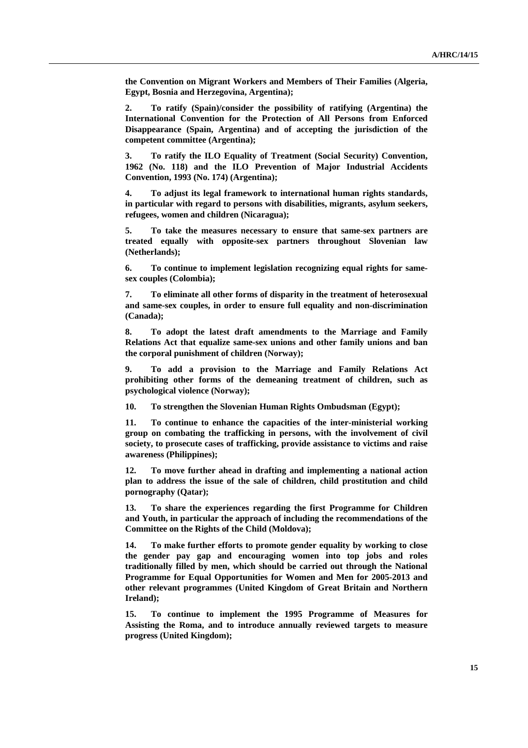**the Convention on Migrant Workers and Members of Their Families (Algeria, Egypt, Bosnia and Herzegovina, Argentina);**

**2. To ratify (Spain)/consider the possibility of ratifying (Argentina) the International Convention for the Protection of All Persons from Enforced Disappearance (Spain, Argentina) and of accepting the jurisdiction of the competent committee (Argentina);**

**3. To ratify the ILO Equality of Treatment (Social Security) Convention, 1962 (No. 118) and the ILO Prevention of Major Industrial Accidents Convention, 1993 (No. 174) (Argentina);**

**4. To adjust its legal framework to international human rights standards, in particular with regard to persons with disabilities, migrants, asylum seekers, refugees, women and children (Nicaragua);**

**5. To take the measures necessary to ensure that same-sex partners are treated equally with opposite-sex partners throughout Slovenian law (Netherlands);**

**6. To continue to implement legislation recognizing equal rights for same-sex couples (Colombia);**

**7. To eliminate all other forms of disparity in the treatment of heterosexual and same-sex couples, in order to ensure full equality and non-discrimination (Canada);**

**8. To adopt the latest draft amendments to the Marriage and Family Relations Act that equalize same-sex unions and other family unions and ban the corporal punishment of children (Norway);**

**9. To add a provision to the Marriage and Family Relations Act prohibiting other forms of the demeaning treatment of children, such as psychological violence (Norway);**

**10. To strengthen the Slovenian Human Rights Ombudsman (Egypt);**

**11. To continue to enhance the capacities of the inter-ministerial working group on combating the trafficking in persons, with the involvement of civil society, to prosecute cases of trafficking, provide assistance to victims and raise awareness (Philippines);**

**12. To move further ahead in drafting and implementing a national action plan to address the issue of the sale of children, child prostitution and child pornography (Qatar);**

**13. To share the experiences regarding the first Programme for Children and Youth, in particular the approach of including the recommendations of the Committee on the Rights of the Child (Moldova);**

**14. To make further efforts to promote gender equality by working to close the gender pay gap and encouraging women into top jobs and roles traditionally filled by men, which should be carried out through the National Programme for Equal Opportunities for Women and Men for 2005-2013 and other relevant programmes (United Kingdom of Great Britain and Northern Ireland);**

**15. To continue to implement the 1995 Programme of Measures for Assisting the Roma, and to introduce annually reviewed targets to measure progress (United Kingdom);**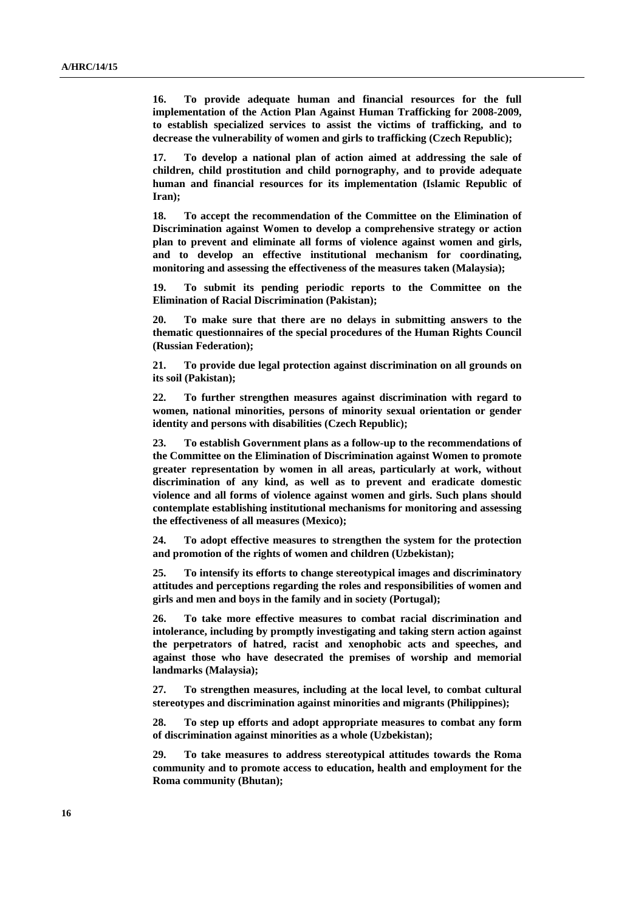**16. To provide adequate human and financial resources for the full implementation of the Action Plan Against Human Trafficking for 2008-2009, to establish specialized services to assist the victims of trafficking, and to decrease the vulnerability of women and girls to trafficking (Czech Republic);**

**17. To develop a national plan of action aimed at addressing the sale of children, child prostitution and child pornography, and to provide adequate human and financial resources for its implementation (Islamic Republic of Iran);**

**18. To accept the recommendation of the Committee on the Elimination of Discrimination against Women to develop a comprehensive strategy or action plan to prevent and eliminate all forms of violence against women and girls, and to develop an effective institutional mechanism for coordinating, monitoring and assessing the effectiveness of the measures taken (Malaysia);**

**19. To submit its pending periodic reports to the Committee on the Elimination of Racial Discrimination (Pakistan);**

**20. To make sure that there are no delays in submitting answers to the thematic questionnaires of the special procedures of the Human Rights Council (Russian Federation);**

**21. To provide due legal protection against discrimination on all grounds on its soil (Pakistan);**

**22. To further strengthen measures against discrimination with regard to women, national minorities, persons of minority sexual orientation or gender identity and persons with disabilities (Czech Republic);**

**23. To establish Government plans as a follow-up to the recommendations of the Committee on the Elimination of Discrimination against Women to promote greater representation by women in all areas, particularly at work, without discrimination of any kind, as well as to prevent and eradicate domestic violence and all forms of violence against women and girls. Such plans should contemplate establishing institutional mechanisms for monitoring and assessing the effectiveness of all measures (Mexico);**

**24. To adopt effective measures to strengthen the system for the protection and promotion of the rights of women and children (Uzbekistan);**

**25. To intensify its efforts to change stereotypical images and discriminatory attitudes and perceptions regarding the roles and responsibilities of women and girls and men and boys in the family and in society (Portugal);**

**26. To take more effective measures to combat racial discrimination and intolerance, including by promptly investigating and taking stern action against the perpetrators of hatred, racist and xenophobic acts and speeches, and against those who have desecrated the premises of worship and memorial landmarks (Malaysia);**

**27. To strengthen measures, including at the local level, to combat cultural stereotypes and discrimination against minorities and migrants (Philippines);**

**28. To step up efforts and adopt appropriate measures to combat any form of discrimination against minorities as a whole (Uzbekistan);**

**29. To take measures to address stereotypical attitudes towards the Roma community and to promote access to education, health and employment for the Roma community (Bhutan);**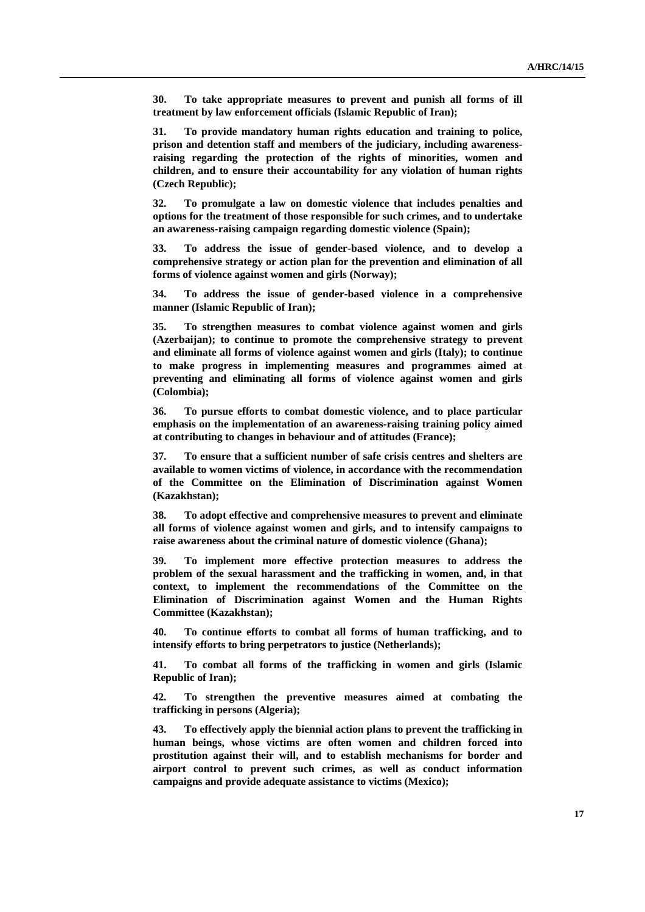**30. To take appropriate measures to prevent and punish all forms of ill treatment by law enforcement officials (Islamic Republic of Iran);**

**31. To provide mandatory human rights education and training to police, prison and detention staff and members of the judiciary, including awareness-raising regarding the protection of the rights of minorities, women and children, and to ensure their accountability for any violation of human rights (Czech Republic);**

**32. To promulgate a law on domestic violence that includes penalties and options for the treatment of those responsible for such crimes, and to undertake an awareness-raising campaign regarding domestic violence (Spain);**

**33. To address the issue of gender-based violence, and to develop a comprehensive strategy or action plan for the prevention and elimination of all forms of violence against women and girls (Norway);**

**34. To address the issue of gender-based violence in a comprehensive manner (Islamic Republic of Iran);**

**35. To strengthen measures to combat violence against women and girls (Azerbaijan); to continue to promote the comprehensive strategy to prevent and eliminate all forms of violence against women and girls (Italy); to continue to make progress in implementing measures and programmes aimed at preventing and eliminating all forms of violence against women and girls (Colombia);**

**36. To pursue efforts to combat domestic violence, and to place particular emphasis on the implementation of an awareness-raising training policy aimed at contributing to changes in behaviour and of attitudes (France);**

**37. To ensure that a sufficient number of safe crisis centres and shelters are available to women victims of violence, in accordance with the recommendation of the Committee on the Elimination of Discrimination against Women (Kazakhstan);**

**38. To adopt effective and comprehensive measures to prevent and eliminate all forms of violence against women and girls, and to intensify campaigns to raise awareness about the criminal nature of domestic violence (Ghana);**

**39. To implement more effective protection measures to address the problem of the sexual harassment and the trafficking in women, and, in that context, to implement the recommendations of the Committee on the Elimination of Discrimination against Women and the Human Rights Committee (Kazakhstan);**

**40. To continue efforts to combat all forms of human trafficking, and to intensify efforts to bring perpetrators to justice (Netherlands);**

**41. To combat all forms of the trafficking in women and girls (Islamic Republic of Iran);**

**42. To strengthen the preventive measures aimed at combating the trafficking in persons (Algeria);**

**43. To effectively apply the biennial action plans to prevent the trafficking in human beings, whose victims are often women and children forced into prostitution against their will, and to establish mechanisms for border and airport control to prevent such crimes, as well as conduct information campaigns and provide adequate assistance to victims (Mexico);**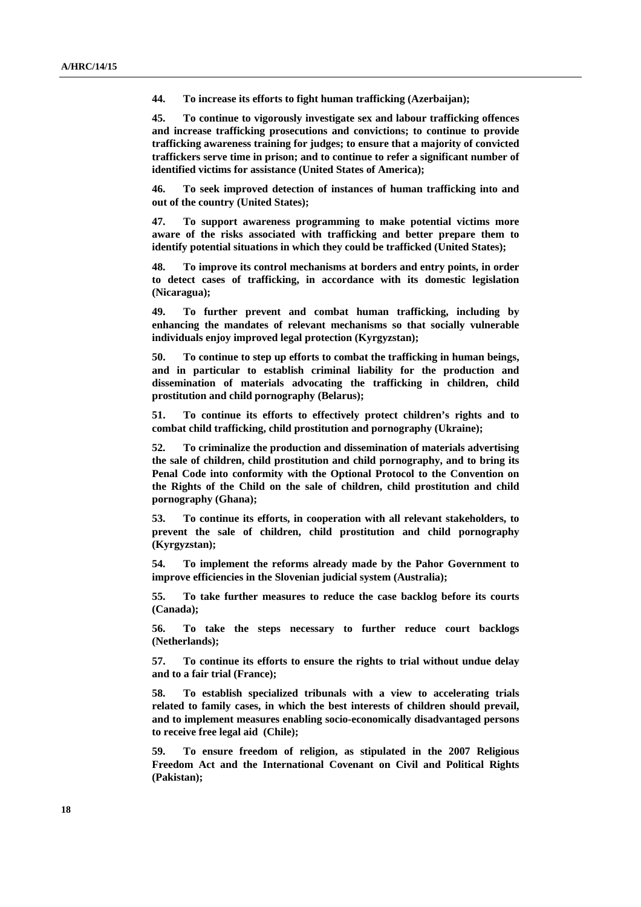**44. To increase its efforts to fight human trafficking (Azerbaijan);**

**45. To continue to vigorously investigate sex and labour trafficking offences and increase trafficking prosecutions and convictions; to continue to provide trafficking awareness training for judges; to ensure that a majority of convicted traffickers serve time in prison; and to continue to refer a significant number of identified victims for assistance (United States of America);**

**46. To seek improved detection of instances of human trafficking into and out of the country (United States);**

**47. To support awareness programming to make potential victims more aware of the risks associated with trafficking and better prepare them to identify potential situations in which they could be trafficked (United States);**

**48. To improve its control mechanisms at borders and entry points, in order to detect cases of trafficking, in accordance with its domestic legislation (Nicaragua);**

**49. To further prevent and combat human trafficking, including by enhancing the mandates of relevant mechanisms so that socially vulnerable individuals enjoy improved legal protection (Kyrgyzstan);**

**50. To continue to step up efforts to combat the trafficking in human beings, and in particular to establish criminal liability for the production and dissemination of materials advocating the trafficking in children, child prostitution and child pornography (Belarus);**

**51. To continue its efforts to effectively protect children's rights and to combat child trafficking, child prostitution and pornography (Ukraine);**

**52. To criminalize the production and dissemination of materials advertising the sale of children, child prostitution and child pornography, and to bring its Penal Code into conformity with the Optional Protocol to the Convention on the Rights of the Child on the sale of children, child prostitution and child pornography (Ghana);**

**53. To continue its efforts, in cooperation with all relevant stakeholders, to prevent the sale of children, child prostitution and child pornography (Kyrgyzstan);**

**54. To implement the reforms already made by the Pahor Government to improve efficiencies in the Slovenian judicial system (Australia);**

**55. To take further measures to reduce the case backlog before its courts (Canada);**

**56. To take the steps necessary to further reduce court backlogs (Netherlands);**

**57. To continue its efforts to ensure the rights to trial without undue delay and to a fair trial (France);**

**58. To establish specialized tribunals with a view to accelerating trials related to family cases, in which the best interests of children should prevail, and to implement measures enabling socio-economically disadvantaged persons to receive free legal aid (Chile);**

**59. To ensure freedom of religion, as stipulated in the 2007 Religious Freedom Act and the International Covenant on Civil and Political Rights (Pakistan);**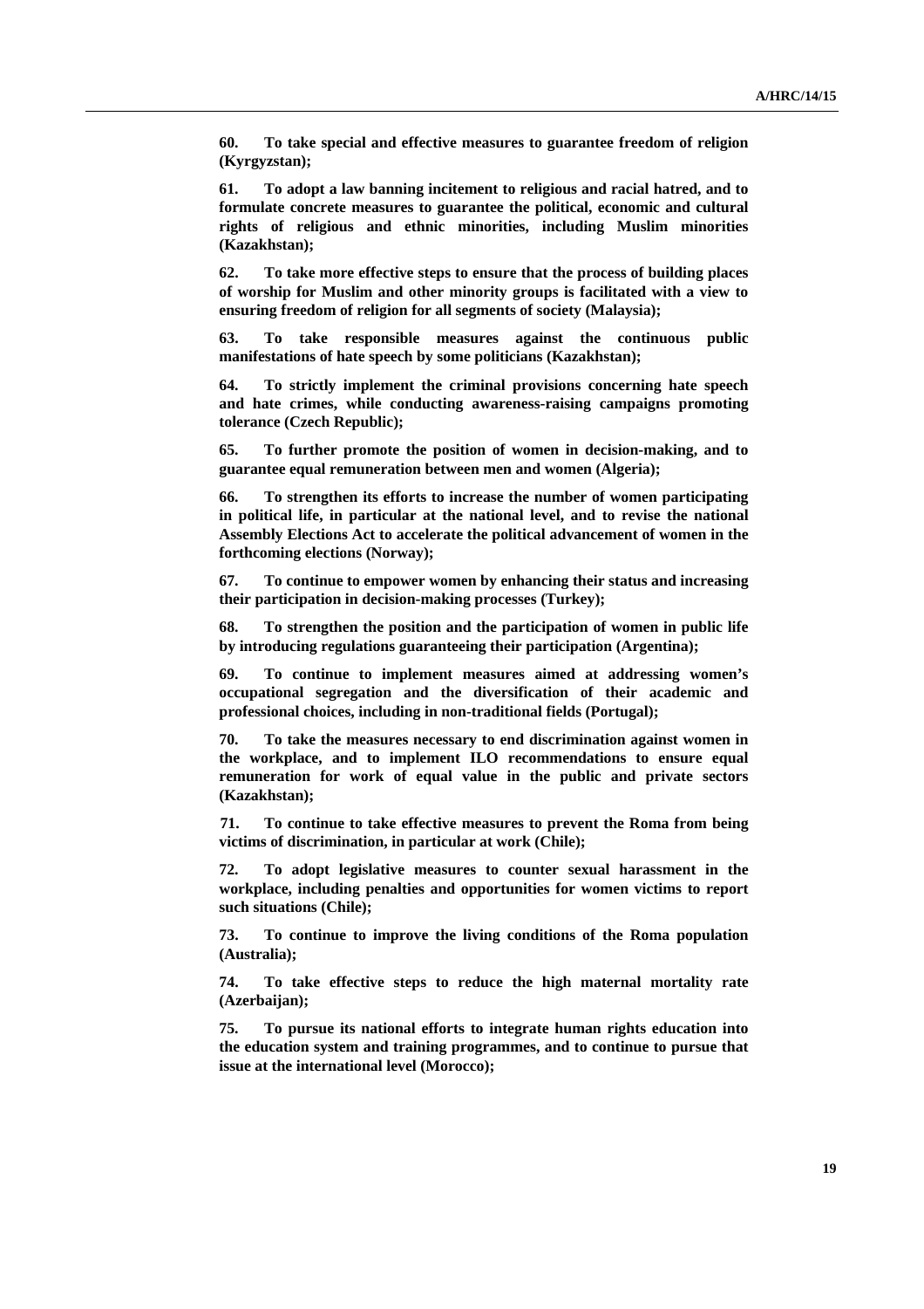**60. To take special and effective measures to guarantee freedom of religion (Kyrgyzstan);**

**61. To adopt a law banning incitement to religious and racial hatred, and to formulate concrete measures to guarantee the political, economic and cultural rights of religious and ethnic minorities, including Muslim minorities (Kazakhstan);**

**62. To take more effective steps to ensure that the process of building places of worship for Muslim and other minority groups is facilitated with a view to ensuring freedom of religion for all segments of society (Malaysia);**

**63. To take responsible measures against the continuous public manifestations of hate speech by some politicians (Kazakhstan);**

**64. To strictly implement the criminal provisions concerning hate speech and hate crimes, while conducting awareness-raising campaigns promoting tolerance (Czech Republic);**

**65. To further promote the position of women in decision-making, and to guarantee equal remuneration between men and women (Algeria);**

**66. To strengthen its efforts to increase the number of women participating in political life, in particular at the national level, and to revise the national Assembly Elections Act to accelerate the political advancement of women in the forthcoming elections (Norway);**

**67. To continue to empower women by enhancing their status and increasing their participation in decision-making processes (Turkey);**

**68. To strengthen the position and the participation of women in public life by introducing regulations guaranteeing their participation (Argentina);**

**69. To continue to implement measures aimed at addressing women's occupational segregation and the diversification of their academic and professional choices, including in non-traditional fields (Portugal);**

**70. To take the measures necessary to end discrimination against women in the workplace, and to implement ILO recommendations to ensure equal remuneration for work of equal value in the public and private sectors (Kazakhstan);**

**71. To continue to take effective measures to prevent the Roma from being victims of discrimination, in particular at work (Chile);**

**72. To adopt legislative measures to counter sexual harassment in the workplace, including penalties and opportunities for women victims to report such situations (Chile);**

**73. To continue to improve the living conditions of the Roma population (Australia);**

**74. To take effective steps to reduce the high maternal mortality rate (Azerbaijan);**

**75. To pursue its national efforts to integrate human rights education into the education system and training programmes, and to continue to pursue that issue at the international level (Morocco);**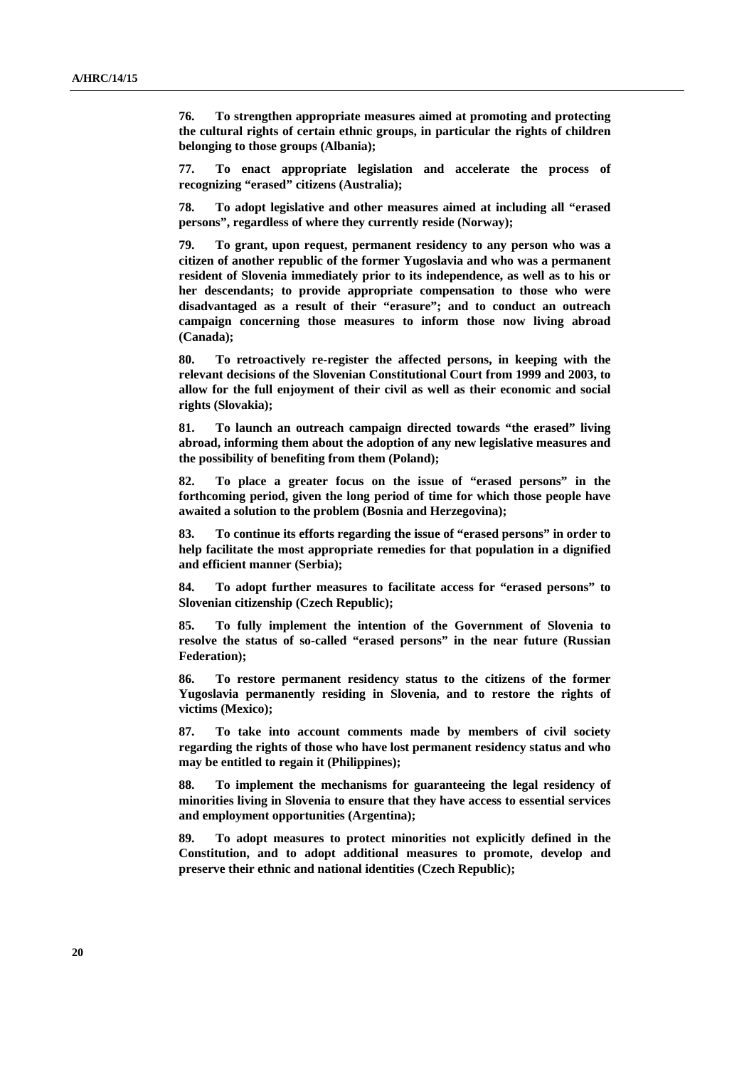**76. To strengthen appropriate measures aimed at promoting and protecting the cultural rights of certain ethnic groups, in particular the rights of children belonging to those groups (Albania);**

**77. To enact appropriate legislation and accelerate the process of recognizing "erased" citizens (Australia);**

**78. To adopt legislative and other measures aimed at including all "erased persons", regardless of where they currently reside (Norway);**

**79. To grant, upon request, permanent residency to any person who was a citizen of another republic of the former Yugoslavia and who was a permanent resident of Slovenia immediately prior to its independence, as well as to his or her descendants; to provide appropriate compensation to those who were disadvantaged as a result of their "erasure"; and to conduct an outreach campaign concerning those measures to inform those now living abroad (Canada);**

**80. To retroactively re-register the affected persons, in keeping with the relevant decisions of the Slovenian Constitutional Court from 1999 and 2003, to allow for the full enjoyment of their civil as well as their economic and social rights (Slovakia);**

**81. To launch an outreach campaign directed towards "the erased" living abroad, informing them about the adoption of any new legislative measures and the possibility of benefiting from them (Poland);**

**82. To place a greater focus on the issue of "erased persons" in the forthcoming period, given the long period of time for which those people have awaited a solution to the problem (Bosnia and Herzegovina);**

**83. To continue its efforts regarding the issue of "erased persons" in order to help facilitate the most appropriate remedies for that population in a dignified and efficient manner (Serbia);**

**84. To adopt further measures to facilitate access for "erased persons" to Slovenian citizenship (Czech Republic);**

**85. To fully implement the intention of the Government of Slovenia to resolve the status of so-called "erased persons" in the near future (Russian Federation);**

**86. To restore permanent residency status to the citizens of the former Yugoslavia permanently residing in Slovenia, and to restore the rights of victims (Mexico);**

**87. To take into account comments made by members of civil society regarding the rights of those who have lost permanent residency status and who may be entitled to regain it (Philippines);**

**88. To implement the mechanisms for guaranteeing the legal residency of minorities living in Slovenia to ensure that they have access to essential services and employment opportunities (Argentina);**

**89. To adopt measures to protect minorities not explicitly defined in the Constitution, and to adopt additional measures to promote, develop and preserve their ethnic and national identities (Czech Republic);**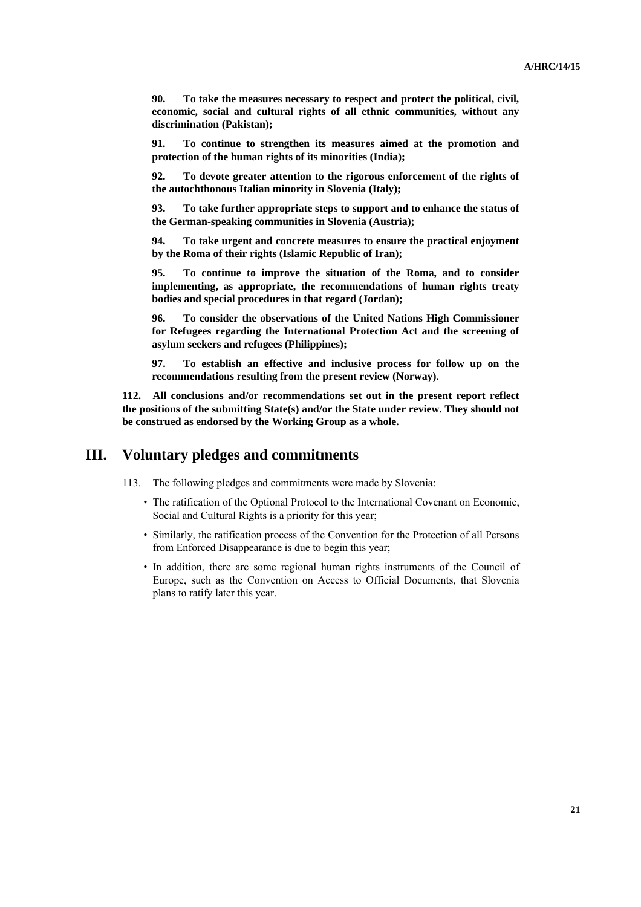**90. To take the measures necessary to respect and protect the political, civil, economic, social and cultural rights of all ethnic communities, without any discrimination (Pakistan);**

**91. To continue to strengthen its measures aimed at the promotion and protection of the human rights of its minorities (India);**

**92. To devote greater attention to the rigorous enforcement of the rights of the autochthonous Italian minority in Slovenia (Italy);**

**93. To take further appropriate steps to support and to enhance the status of the German-speaking communities in Slovenia (Austria);**

**94. To take urgent and concrete measures to ensure the practical enjoyment by the Roma of their rights (Islamic Republic of Iran);**

**95. To continue to improve the situation of the Roma, and to consider implementing, as appropriate, the recommendations of human rights treaty bodies and special procedures in that regard (Jordan);**

**96. To consider the observations of the United Nations High Commissioner for Refugees regarding the International Protection Act and the screening of asylum seekers and refugees (Philippines);**

**97. To establish an effective and inclusive process for follow up on the recommendations resulting from the present review (Norway).**

**112. All conclusions and/or recommendations set out in the present report reflect the positions of the submitting State(s) and/or the State under review. They should not be construed as endorsed by the Working Group as a whole.**

## III. Voluntary pledges and commitments

113. The following pledges and commitments were made by Slovenia:

- The ratification of the Optional Protocol to the International Covenant on Economic, Social and Cultural Rights is a priority for this year;
- Similarly, the ratification process of the Convention for the Protection of all Persons from Enforced Disappearance is due to begin this year;
- In addition, there are some regional human rights instruments of the Council of Europe, such as the Convention on Access to Official Documents, that Slovenia plans to ratify later this year.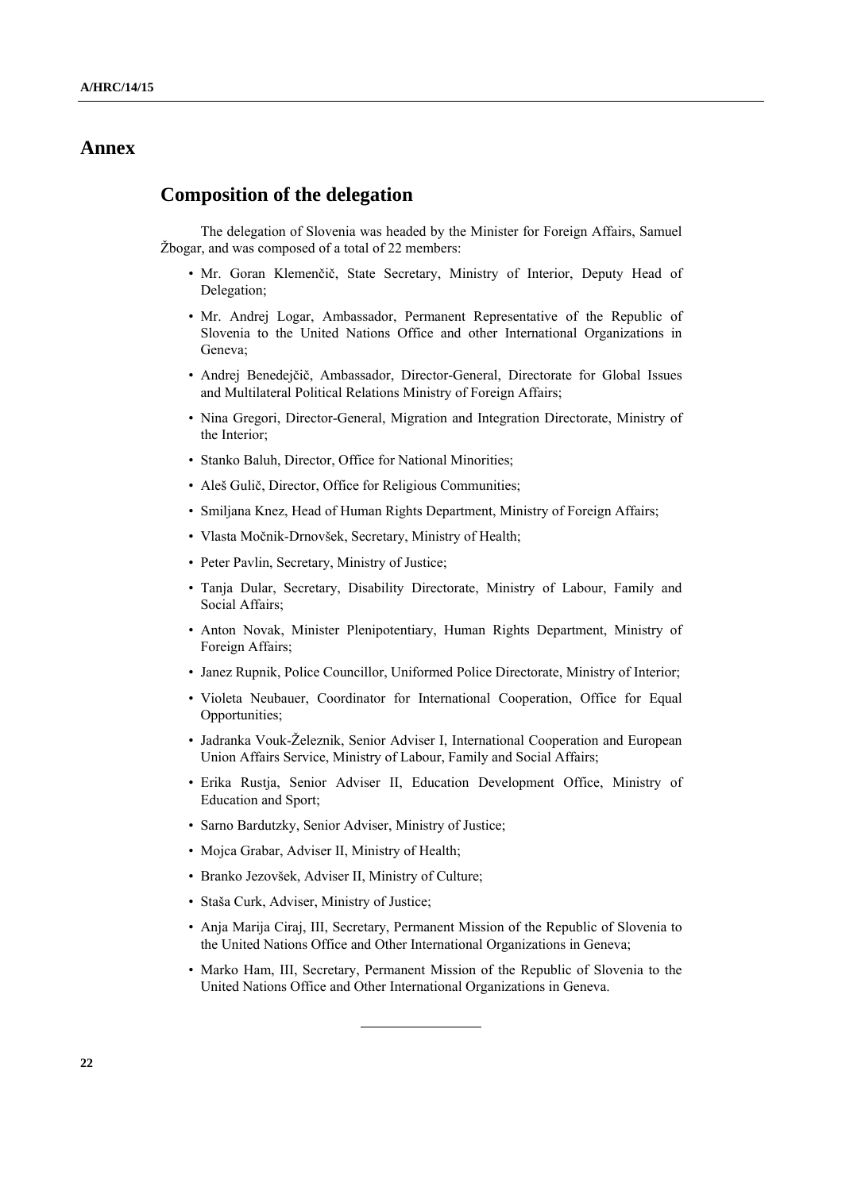# Annex

## Composition of the delegation

The delegation of Slovenia was headed by the Minister for Foreign Affairs, Samuel Žbogar, and was composed of a total of 22 members:

- Mr. Goran Klemenčič, State Secretary, Ministry of Interior, Deputy Head of Delegation;
- Mr. Andrej Logar, Ambassador, Permanent Representative of the Republic of Slovenia to the United Nations Office and other International Organizations in Geneva;
- Andrej Benedejčič, Ambassador, Director-General, Directorate for Global Issues and Multilateral Political Relations Ministry of Foreign Affairs;
- Nina Gregori, Director-General, Migration and Integration Directorate, Ministry of the Interior;
- Stanko Baluh, Director, Office for National Minorities;
- Aleš Gulič, Director, Office for Religious Communities;
- Smiljana Knez, Head of Human Rights Department, Ministry of Foreign Affairs;
- Vlasta Močnik-Drnovšek, Secretary, Ministry of Health;
- Peter Pavlin, Secretary, Ministry of Justice;
- Tanja Dular, Secretary, Disability Directorate, Ministry of Labour, Family and Social Affairs;
- Anton Novak, Minister Plenipotentiary, Human Rights Department, Ministry of Foreign Affairs;
- Janez Rupnik, Police Councillor, Uniformed Police Directorate, Ministry of Interior;
- Violeta Neubauer, Coordinator for International Cooperation, Office for Equal Opportunities;
- Jadranka Vouk-Železnik, Senior Adviser I, International Cooperation and European Union Affairs Service, Ministry of Labour, Family and Social Affairs;
- Erika Rustja, Senior Adviser II, Education Development Office, Ministry of Education and Sport;
- Sarno Bardutzky, Senior Adviser, Ministry of Justice;
- Mojca Grabar, Adviser II, Ministry of Health;
- Branko Jezovšek, Adviser II, Ministry of Culture;
- Staša Curk, Adviser, Ministry of Justice;
- Anja Marija Ciraj, III, Secretary, Permanent Mission of the Republic of Slovenia to the United Nations Office and Other International Organizations in Geneva;
- Marko Ham, III, Secretary, Permanent Mission of the Republic of Slovenia to the United Nations Office and Other International Organizations in Geneva.